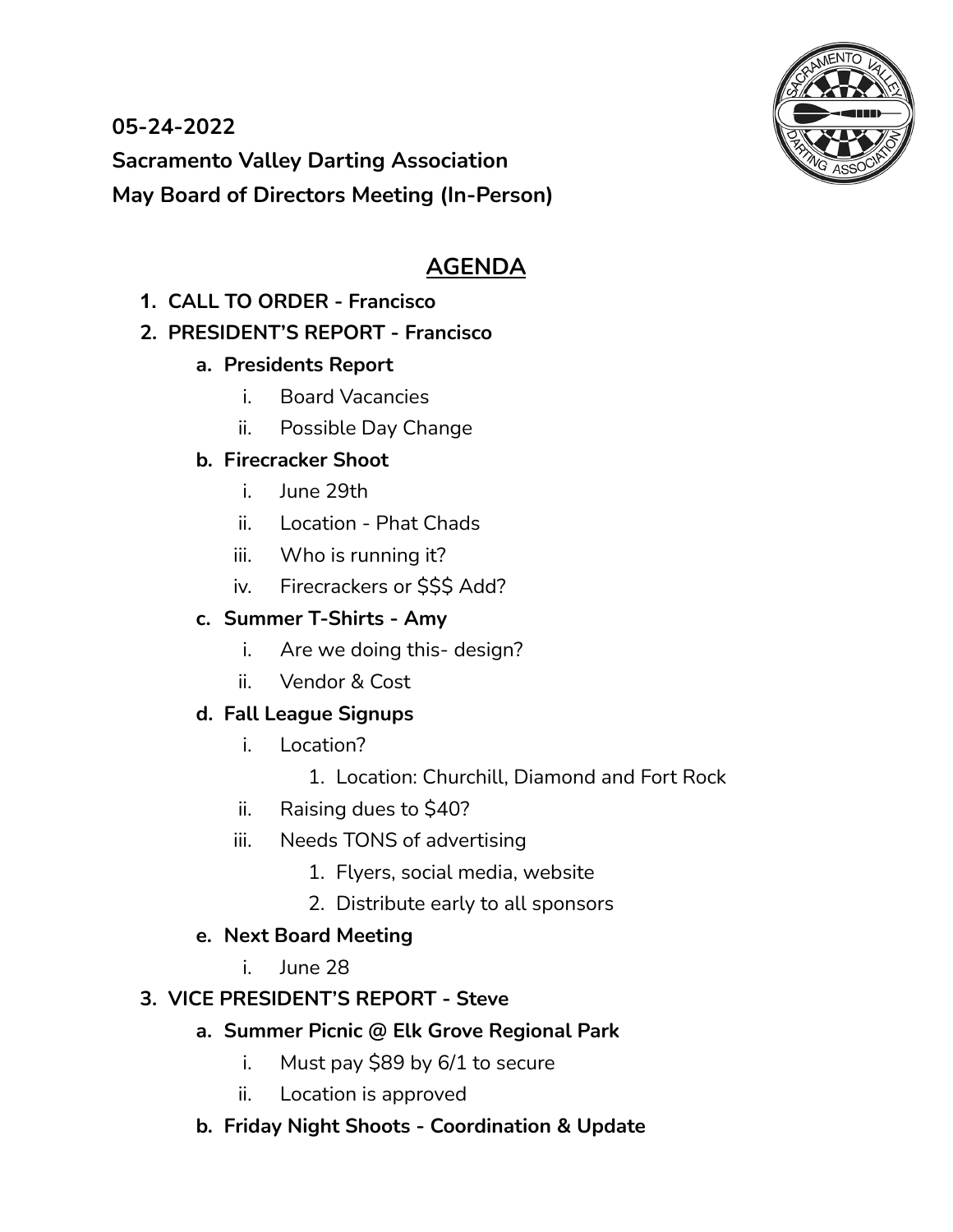**05-24-2022**

**Sacramento Valley Darting Association**

**May Board of Directors Meeting (In-Person)**

## AGENDA

1. **CALL TO ORDER - Francisco**
2. **PRESIDENT'S REPORT - Francisco**
   a. **Presidents Report**
      i. Board Vacancies
      ii. Possible Day Change
   b. **Firecracker Shoot**
      i. June 29th
      ii. Location - Phat Chads
      iii. Who is running it?
      iv. Firecrackers or $$$ Add?
   c. **Summer T-Shirts - Amy**
      i. Are we doing this- design?
      ii. Vendor & Cost
   d. **Fall League Signups**
      i. Location?
         1. Location: Churchill, Diamond and Fort Rock
      ii. Raising dues to $40?
      iii. Needs TONS of advertising
         1. Flyers, social media, website
         2. Distribute early to all sponsors
   e. **Next Board Meeting**
      i. June 28
3. **VICE PRESIDENT'S REPORT - Steve**
   a. **Summer Picnic @ Elk Grove Regional Park**
      i. Must pay $89 by 6/1 to secure
      ii. Location is approved
   b. **Friday Night Shoots - Coordination & Update**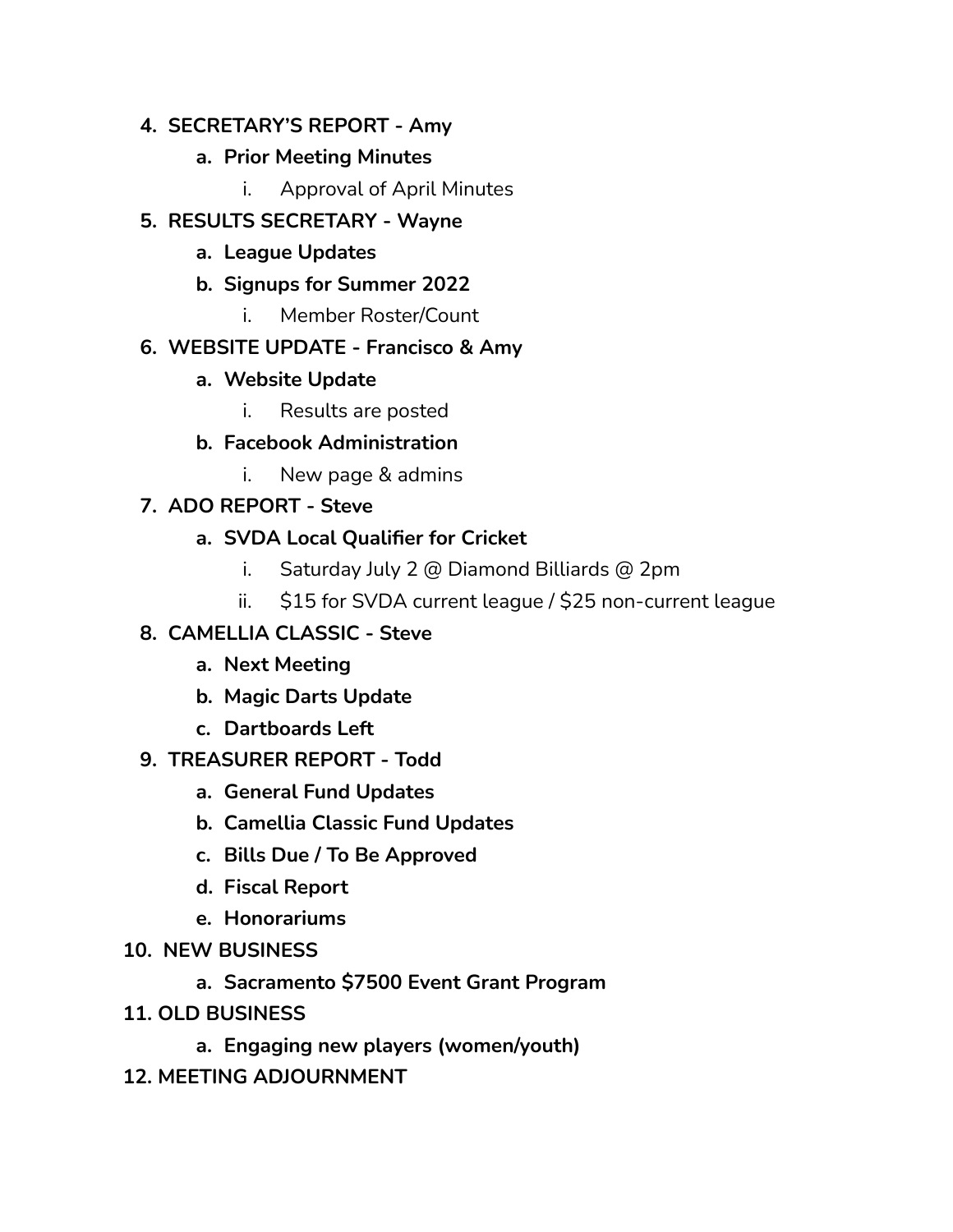4. **SECRETARY'S REPORT - Amy**
    a. **Prior Meeting Minutes**
        i. Approval of April Minutes
5. **RESULTS SECRETARY - Wayne**
    a. **League Updates**
    b. **Signups for Summer 2022**
        i. Member Roster/Count
6. **WEBSITE UPDATE - Francisco & Amy**
    a. **Website Update**
        i. Results are posted
    b. **Facebook Administration**
        i. New page & admins
7. **ADO REPORT - Steve**
    a. **SVDA Local Qualifier for Cricket**
        i. Saturday July 2 @ Diamond Billiards @ 2pm
        ii. $15 for SVDA current league / $25 non-current league
8. **CAMELLIA CLASSIC - Steve**
    a. **Next Meeting**
    b. **Magic Darts Update**
    c. **Dartboards Left**
9. **TREASURER REPORT - Todd**
    a. **General Fund Updates**
    b. **Camellia Classic Fund Updates**
    c. **Bills Due / To Be Approved**
    d. **Fiscal Report**
    e. **Honorariums**
10. **NEW BUSINESS**
    a. **Sacramento $7500 Event Grant Program**
11. **OLD BUSINESS**
    a. **Engaging new players (women/youth)**
12. **MEETING ADJOURNMENT**